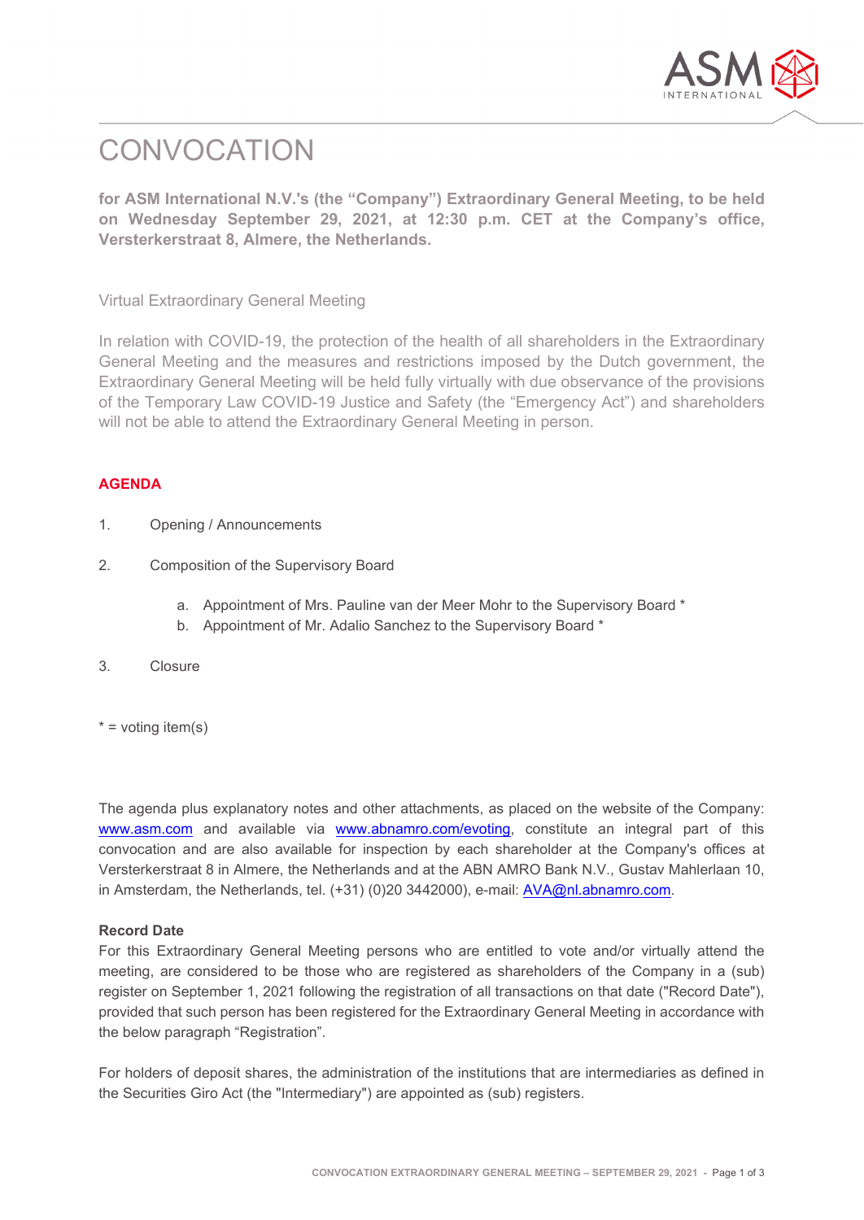# CONVOCATION

**for ASM International N.V.'s (the "Company") Extraordinary General Meeting, to be held on Wednesday September 29, 2021, at 12:30 p.m. CET at the Company's office, Versterkerstraat 8, Almere, the Netherlands.**

Virtual Extraordinary General Meeting

In relation with COVID-19, the protection of the health of all shareholders in the Extraordinary General Meeting and the measures and restrictions imposed by the Dutch government, the Extraordinary General Meeting will be held fully virtually with due observance of the provisions of the Temporary Law COVID-19 Justice and Safety (the "Emergency Act") and shareholders will not be able to attend the Extraordinary General Meeting in person.

## AGENDA

1. Opening / Announcements

2. Composition of the Supervisory Board

   a. Appointment of Mrs. Pauline van der Meer Mohr to the Supervisory Board *
   b. Appointment of Mr. Adalio Sanchez to the Supervisory Board *

3. Closure

* = voting item(s)

The agenda plus explanatory notes and other attachments, as placed on the website of the Company: www.asm.com and available via www.abnamro.com/evoting, constitute an integral part of this convocation and are also available for inspection by each shareholder at the Company's offices at Versterkerstraat 8 in Almere, the Netherlands and at the ABN AMRO Bank N.V., Gustav Mahlerlaan 10, in Amsterdam, the Netherlands, tel. (+31) (0)20 3442000), e-mail: AVA@nl.abnamro.com.

**Record Date**

For this Extraordinary General Meeting persons who are entitled to vote and/or virtually attend the meeting, are considered to be those who are registered as shareholders of the Company in a (sub) register on September 1, 2021 following the registration of all transactions on that date ("Record Date"), provided that such person has been registered for the Extraordinary General Meeting in accordance with the below paragraph "Registration".

For holders of deposit shares, the administration of the institutions that are intermediaries as defined in the Securities Giro Act (the "Intermediary") are appointed as (sub) registers.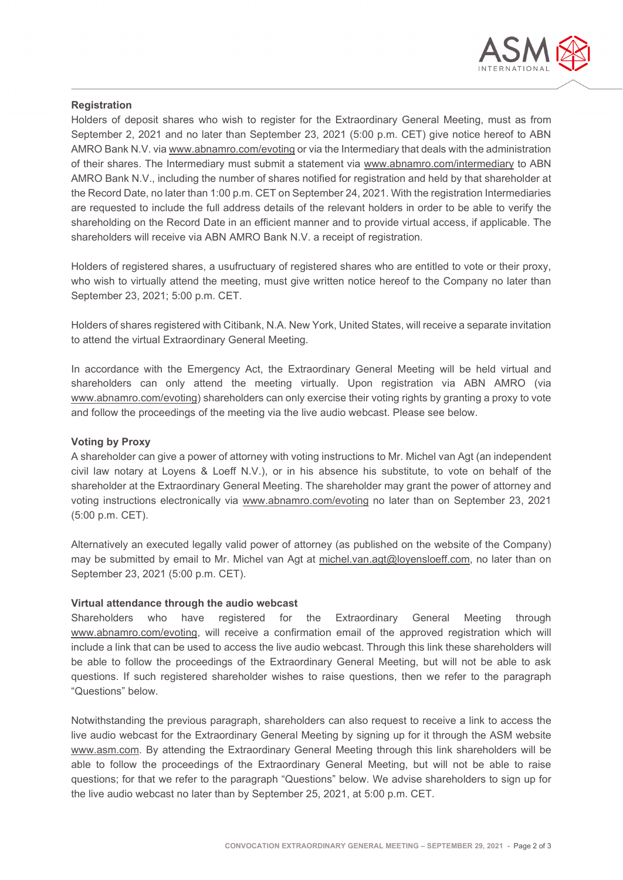### Registration

Holders of deposit shares who wish to register for the Extraordinary General Meeting, must as from September 2, 2021 and no later than September 23, 2021 (5:00 p.m. CET) give notice hereof to ABN AMRO Bank N.V. via www.abnamro.com/evoting or via the Intermediary that deals with the administration of their shares. The Intermediary must submit a statement via www.abnamro.com/intermediary to ABN AMRO Bank N.V., including the number of shares notified for registration and held by that shareholder at the Record Date, no later than 1:00 p.m. CET on September 24, 2021. With the registration Intermediaries are requested to include the full address details of the relevant holders in order to be able to verify the shareholding on the Record Date in an efficient manner and to provide virtual access, if applicable. The shareholders will receive via ABN AMRO Bank N.V. a receipt of registration.

Holders of registered shares, a usufructuary of registered shares who are entitled to vote or their proxy, who wish to virtually attend the meeting, must give written notice hereof to the Company no later than September 23, 2021; 5:00 p.m. CET.

Holders of shares registered with Citibank, N.A. New York, United States, will receive a separate invitation to attend the virtual Extraordinary General Meeting.

In accordance with the Emergency Act, the Extraordinary General Meeting will be held virtual and shareholders can only attend the meeting virtually. Upon registration via ABN AMRO (via www.abnamro.com/evoting) shareholders can only exercise their voting rights by granting a proxy to vote and follow the proceedings of the meeting via the live audio webcast. Please see below.

### Voting by Proxy

A shareholder can give a power of attorney with voting instructions to Mr. Michel van Agt (an independent civil law notary at Loyens & Loeff N.V.), or in his absence his substitute, to vote on behalf of the shareholder at the Extraordinary General Meeting. The shareholder may grant the power of attorney and voting instructions electronically via www.abnamro.com/evoting no later than on September 23, 2021 (5:00 p.m. CET).

Alternatively an executed legally valid power of attorney (as published on the website of the Company) may be submitted by email to Mr. Michel van Agt at michel.van.agt@loyensloeff.com, no later than on September 23, 2021 (5:00 p.m. CET).

### Virtual attendance through the audio webcast

Shareholders who have registered for the Extraordinary General Meeting through www.abnamro.com/evoting, will receive a confirmation email of the approved registration which will include a link that can be used to access the live audio webcast. Through this link these shareholders will be able to follow the proceedings of the Extraordinary General Meeting, but will not be able to ask questions. If such registered shareholder wishes to raise questions, then we refer to the paragraph "Questions" below.

Notwithstanding the previous paragraph, shareholders can also request to receive a link to access the live audio webcast for the Extraordinary General Meeting by signing up for it through the ASM website www.asm.com. By attending the Extraordinary General Meeting through this link shareholders will be able to follow the proceedings of the Extraordinary General Meeting, but will not be able to raise questions; for that we refer to the paragraph "Questions" below. We advise shareholders to sign up for the live audio webcast no later than by September 25, 2021, at 5:00 p.m. CET.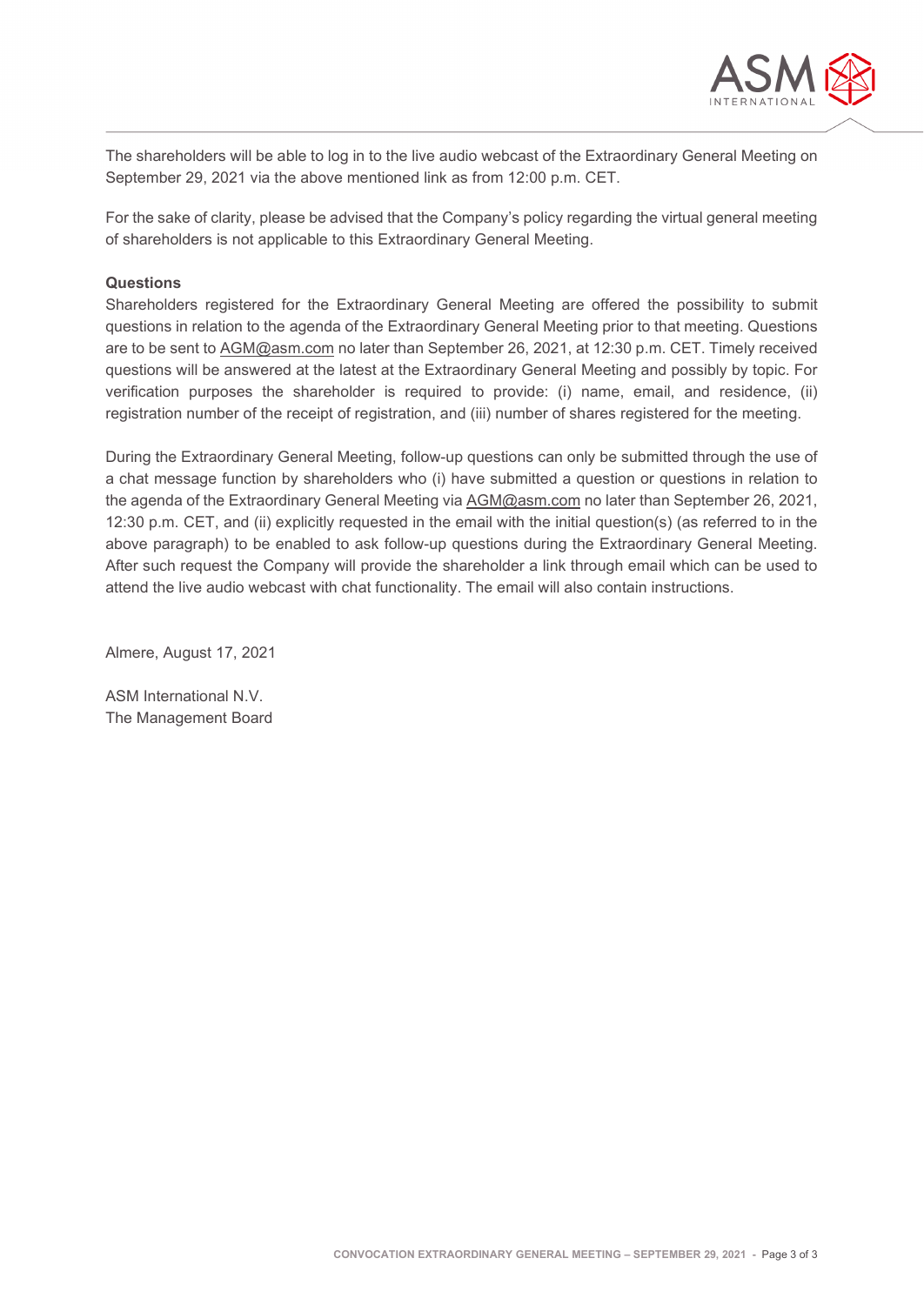The shareholders will be able to log in to the live audio webcast of the Extraordinary General Meeting on September 29, 2021 via the above mentioned link as from 12:00 p.m. CET.

For the sake of clarity, please be advised that the Company's policy regarding the virtual general meeting of shareholders is not applicable to this Extraordinary General Meeting.

**Questions**

Shareholders registered for the Extraordinary General Meeting are offered the possibility to submit questions in relation to the agenda of the Extraordinary General Meeting prior to that meeting. Questions are to be sent to AGM@asm.com no later than September 26, 2021, at 12:30 p.m. CET. Timely received questions will be answered at the latest at the Extraordinary General Meeting and possibly by topic. For verification purposes the shareholder is required to provide: (i) name, email, and residence, (ii) registration number of the receipt of registration, and (iii) number of shares registered for the meeting.

During the Extraordinary General Meeting, follow-up questions can only be submitted through the use of a chat message function by shareholders who (i) have submitted a question or questions in relation to the agenda of the Extraordinary General Meeting via AGM@asm.com no later than September 26, 2021, 12:30 p.m. CET, and (ii) explicitly requested in the email with the initial question(s) (as referred to in the above paragraph) to be enabled to ask follow-up questions during the Extraordinary General Meeting. After such request the Company will provide the shareholder a link through email which can be used to attend the live audio webcast with chat functionality. The email will also contain instructions.

Almere, August 17, 2021

ASM International N.V.
The Management Board